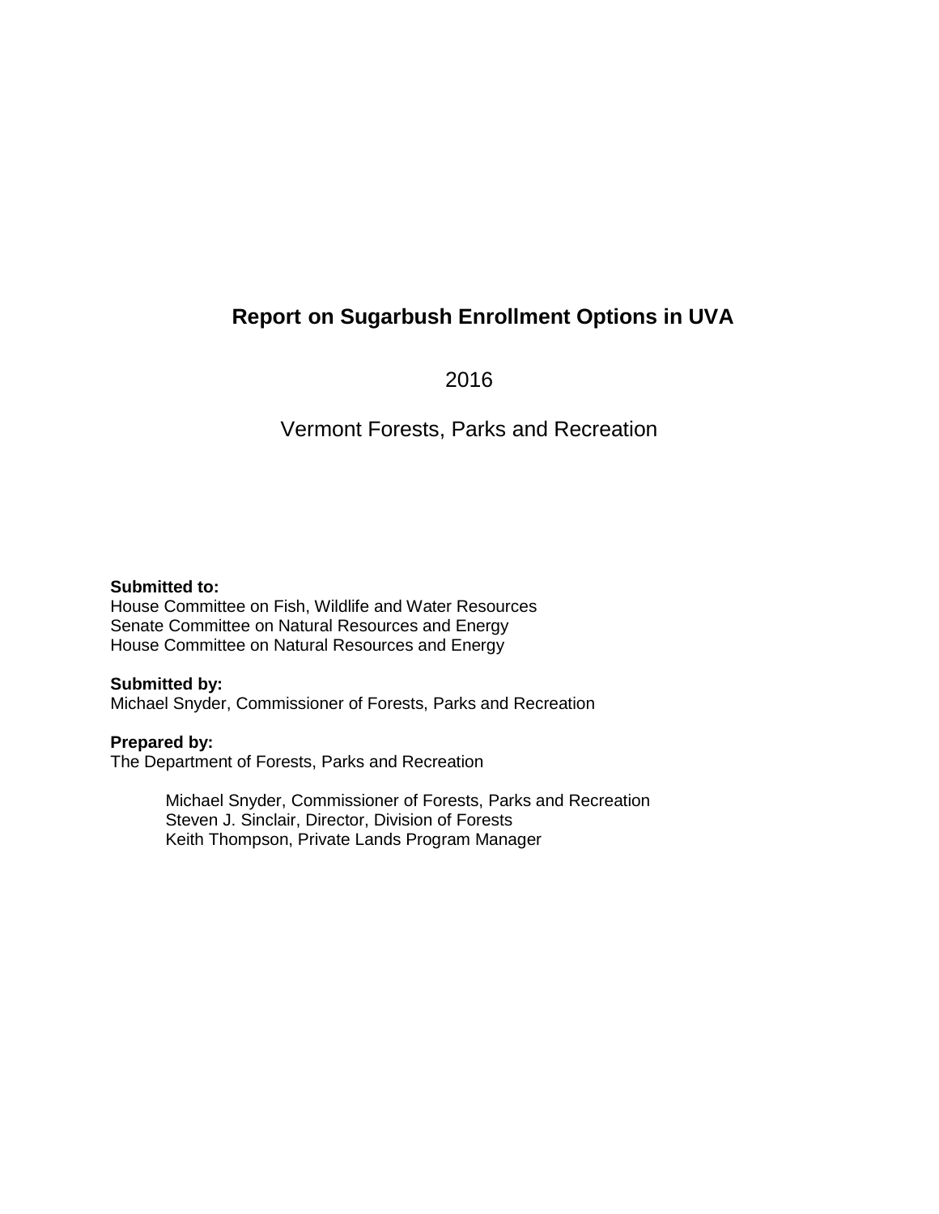# Report on Sugarbush Enrollment Options in UVA

2016

Vermont Forests, Parks and Recreation

**Submitted to:**
House Committee on Fish, Wildlife and Water Resources
Senate Committee on Natural Resources and Energy
House Committee on Natural Resources and Energy

**Submitted by:**
Michael Snyder, Commissioner of Forests, Parks and Recreation

**Prepared by:**
The Department of Forests, Parks and Recreation

Michael Snyder, Commissioner of Forests, Parks and Recreation
Steven J. Sinclair, Director, Division of Forests
Keith Thompson, Private Lands Program Manager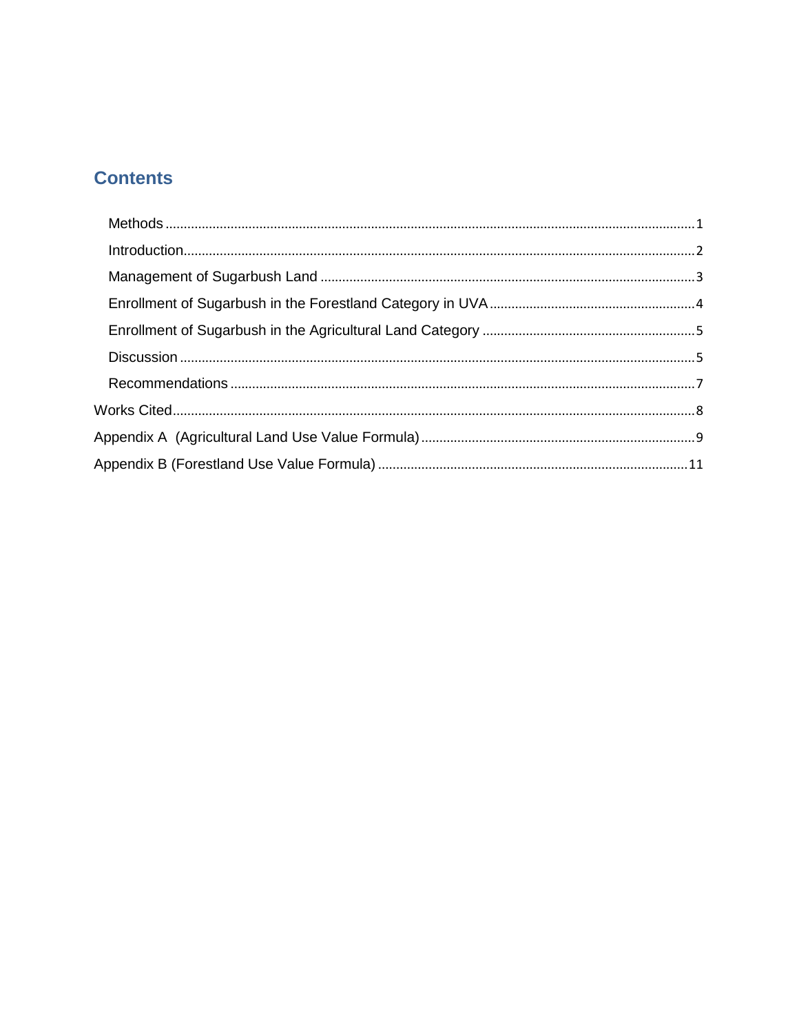# Contents

- Methods ... 1
- Introduction ... 2
- Management of Sugarbush Land ... 3
- Enrollment of Sugarbush in the Forestland Category in UVA ... 4
- Enrollment of Sugarbush in the Agricultural Land Category ... 5
- Discussion ... 5
- Recommendations ... 7

Works Cited ... 8

Appendix A (Agricultural Land Use Value Formula) ... 9

Appendix B (Forestland Use Value Formula) ... 11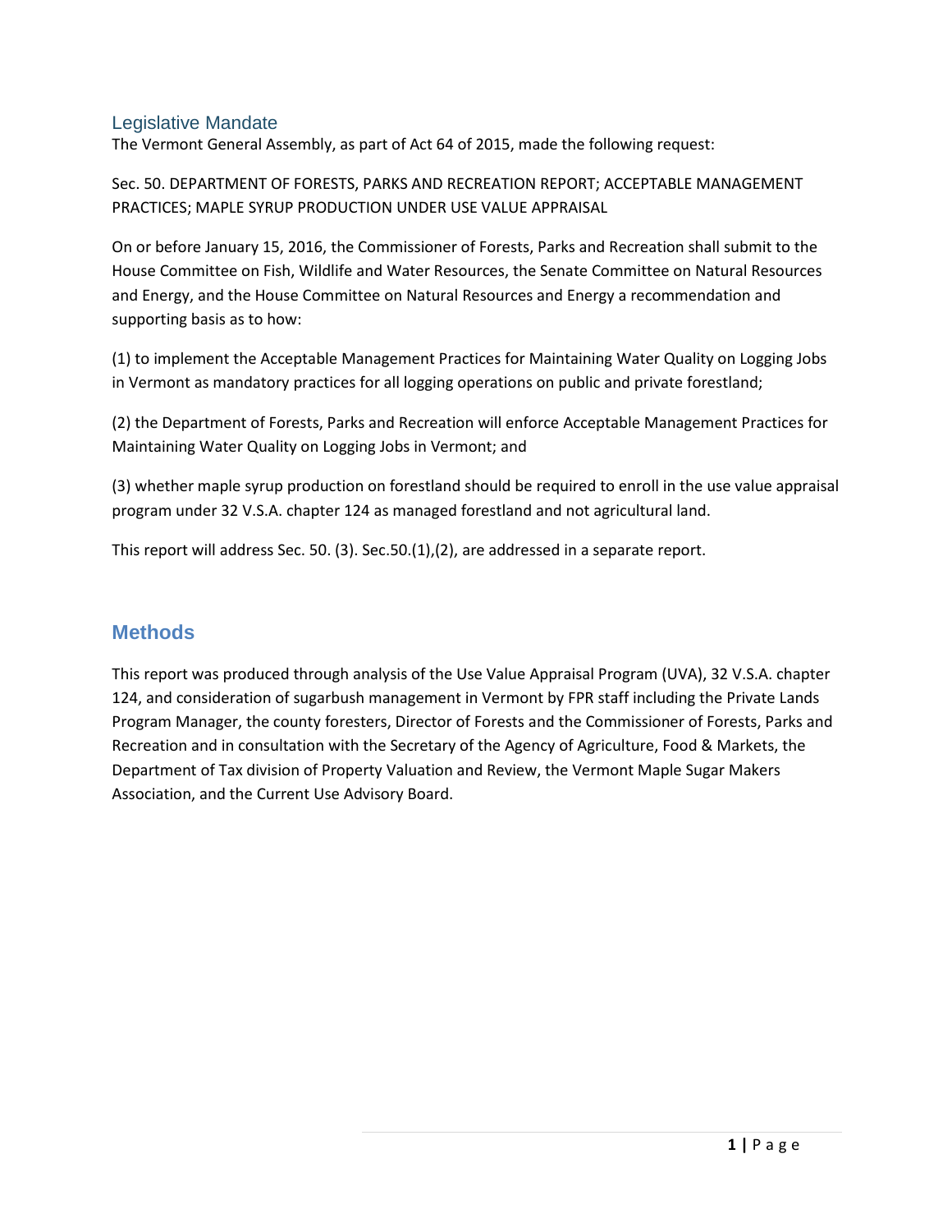## Legislative Mandate

The Vermont General Assembly, as part of Act 64 of 2015, made the following request:

Sec. 50. DEPARTMENT OF FORESTS, PARKS AND RECREATION REPORT; ACCEPTABLE MANAGEMENT PRACTICES; MAPLE SYRUP PRODUCTION UNDER USE VALUE APPRAISAL

On or before January 15, 2016, the Commissioner of Forests, Parks and Recreation shall submit to the House Committee on Fish, Wildlife and Water Resources, the Senate Committee on Natural Resources and Energy, and the House Committee on Natural Resources and Energy a recommendation and supporting basis as to how:

(1) to implement the Acceptable Management Practices for Maintaining Water Quality on Logging Jobs in Vermont as mandatory practices for all logging operations on public and private forestland;

(2) the Department of Forests, Parks and Recreation will enforce Acceptable Management Practices for Maintaining Water Quality on Logging Jobs in Vermont; and

(3) whether maple syrup production on forestland should be required to enroll in the use value appraisal program under 32 V.S.A. chapter 124 as managed forestland and not agricultural land.

This report will address Sec. 50. (3). Sec.50.(1),(2), are addressed in a separate report.

## Methods

This report was produced through analysis of the Use Value Appraisal Program (UVA), 32 V.S.A. chapter 124, and consideration of sugarbush management in Vermont by FPR staff including the Private Lands Program Manager, the county foresters, Director of Forests and the Commissioner of Forests, Parks and Recreation and in consultation with the Secretary of the Agency of Agriculture, Food & Markets, the Department of Tax division of Property Valuation and Review, the Vermont Maple Sugar Makers Association, and the Current Use Advisory Board.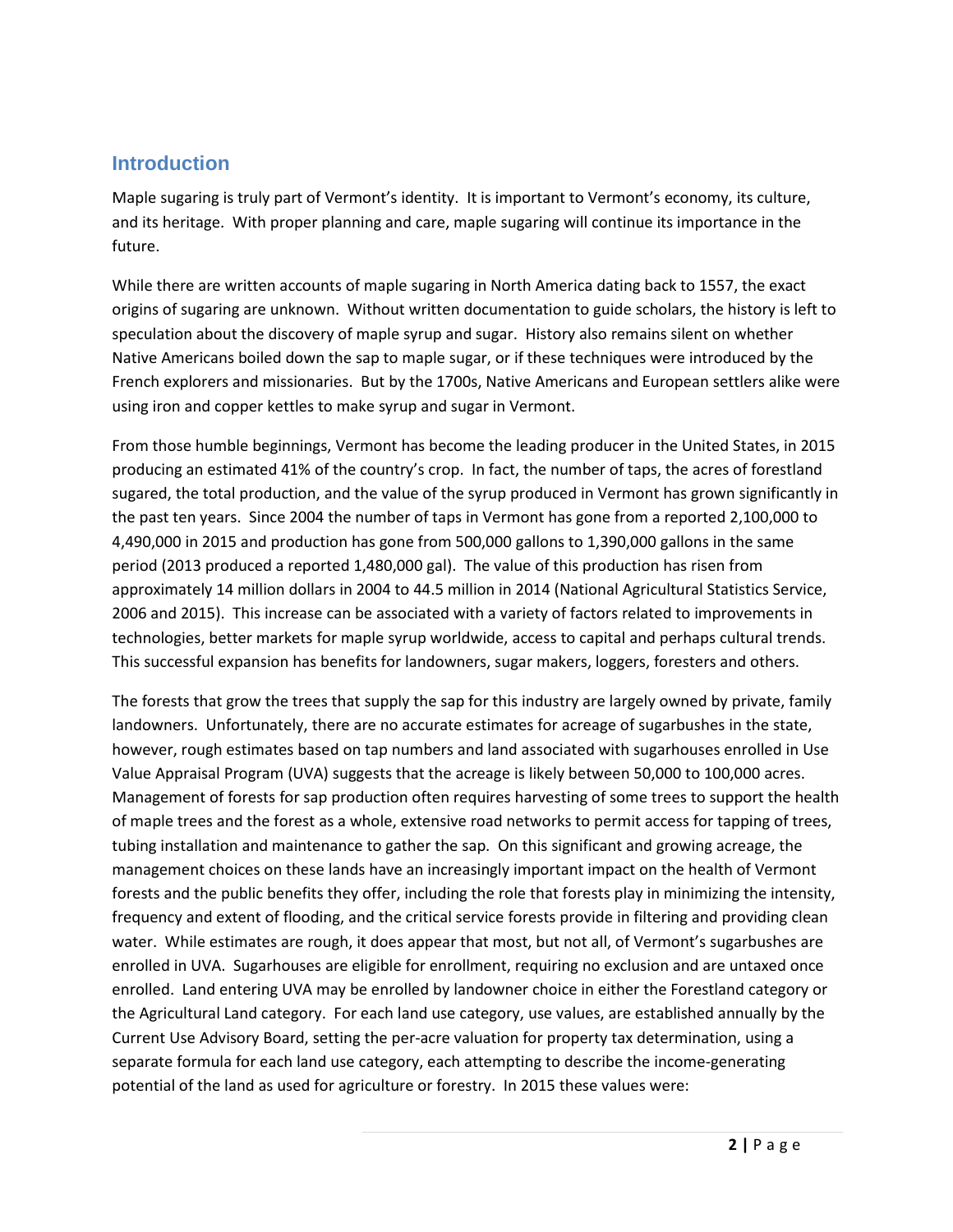## Introduction

Maple sugaring is truly part of Vermont's identity. It is important to Vermont's economy, its culture, and its heritage. With proper planning and care, maple sugaring will continue its importance in the future.

While there are written accounts of maple sugaring in North America dating back to 1557, the exact origins of sugaring are unknown. Without written documentation to guide scholars, the history is left to speculation about the discovery of maple syrup and sugar. History also remains silent on whether Native Americans boiled down the sap to maple sugar, or if these techniques were introduced by the French explorers and missionaries. But by the 1700s, Native Americans and European settlers alike were using iron and copper kettles to make syrup and sugar in Vermont.

From those humble beginnings, Vermont has become the leading producer in the United States, in 2015 producing an estimated 41% of the country's crop. In fact, the number of taps, the acres of forestland sugared, the total production, and the value of the syrup produced in Vermont has grown significantly in the past ten years. Since 2004 the number of taps in Vermont has gone from a reported 2,100,000 to 4,490,000 in 2015 and production has gone from 500,000 gallons to 1,390,000 gallons in the same period (2013 produced a reported 1,480,000 gal). The value of this production has risen from approximately 14 million dollars in 2004 to 44.5 million in 2014 (National Agricultural Statistics Service, 2006 and 2015). This increase can be associated with a variety of factors related to improvements in technologies, better markets for maple syrup worldwide, access to capital and perhaps cultural trends. This successful expansion has benefits for landowners, sugar makers, loggers, foresters and others.

The forests that grow the trees that supply the sap for this industry are largely owned by private, family landowners. Unfortunately, there are no accurate estimates for acreage of sugarbushes in the state, however, rough estimates based on tap numbers and land associated with sugarhouses enrolled in Use Value Appraisal Program (UVA) suggests that the acreage is likely between 50,000 to 100,000 acres. Management of forests for sap production often requires harvesting of some trees to support the health of maple trees and the forest as a whole, extensive road networks to permit access for tapping of trees, tubing installation and maintenance to gather the sap. On this significant and growing acreage, the management choices on these lands have an increasingly important impact on the health of Vermont forests and the public benefits they offer, including the role that forests play in minimizing the intensity, frequency and extent of flooding, and the critical service forests provide in filtering and providing clean water. While estimates are rough, it does appear that most, but not all, of Vermont's sugarbushes are enrolled in UVA. Sugarhouses are eligible for enrollment, requiring no exclusion and are untaxed once enrolled. Land entering UVA may be enrolled by landowner choice in either the Forestland category or the Agricultural Land category. For each land use category, use values, are established annually by the Current Use Advisory Board, setting the per-acre valuation for property tax determination, using a separate formula for each land use category, each attempting to describe the income-generating potential of the land as used for agriculture or forestry. In 2015 these values were: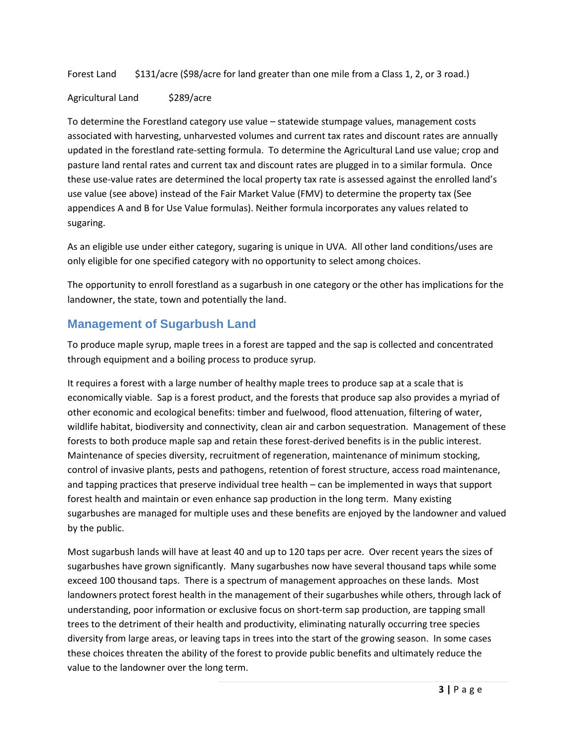Forest Land $131/acre ($98/acre for land greater than one mile from a Class 1, 2, or 3 road.)

Agricultural Land $289/acre

To determine the Forestland category use value – statewide stumpage values, management costs associated with harvesting, unharvested volumes and current tax rates and discount rates are annually updated in the forestland rate-setting formula. To determine the Agricultural Land use value; crop and pasture land rental rates and current tax and discount rates are plugged in to a similar formula. Once these use-value rates are determined the local property tax rate is assessed against the enrolled land's use value (see above) instead of the Fair Market Value (FMV) to determine the property tax (See appendices A and B for Use Value formulas). Neither formula incorporates any values related to sugaring.

As an eligible use under either category, sugaring is unique in UVA. All other land conditions/uses are only eligible for one specified category with no opportunity to select among choices.

The opportunity to enroll forestland as a sugarbush in one category or the other has implications for the landowner, the state, town and potentially the land.

## Management of Sugarbush Land

To produce maple syrup, maple trees in a forest are tapped and the sap is collected and concentrated through equipment and a boiling process to produce syrup.

It requires a forest with a large number of healthy maple trees to produce sap at a scale that is economically viable. Sap is a forest product, and the forests that produce sap also provides a myriad of other economic and ecological benefits: timber and fuelwood, flood attenuation, filtering of water, wildlife habitat, biodiversity and connectivity, clean air and carbon sequestration. Management of these forests to both produce maple sap and retain these forest-derived benefits is in the public interest. Maintenance of species diversity, recruitment of regeneration, maintenance of minimum stocking, control of invasive plants, pests and pathogens, retention of forest structure, access road maintenance, and tapping practices that preserve individual tree health – can be implemented in ways that support forest health and maintain or even enhance sap production in the long term. Many existing sugarbushes are managed for multiple uses and these benefits are enjoyed by the landowner and valued by the public.

Most sugarbush lands will have at least 40 and up to 120 taps per acre. Over recent years the sizes of sugarbushes have grown significantly. Many sugarbushes now have several thousand taps while some exceed 100 thousand taps. There is a spectrum of management approaches on these lands. Most landowners protect forest health in the management of their sugarbushes while others, through lack of understanding, poor information or exclusive focus on short-term sap production, are tapping small trees to the detriment of their health and productivity, eliminating naturally occurring tree species diversity from large areas, or leaving taps in trees into the start of the growing season. In some cases these choices threaten the ability of the forest to provide public benefits and ultimately reduce the value to the landowner over the long term.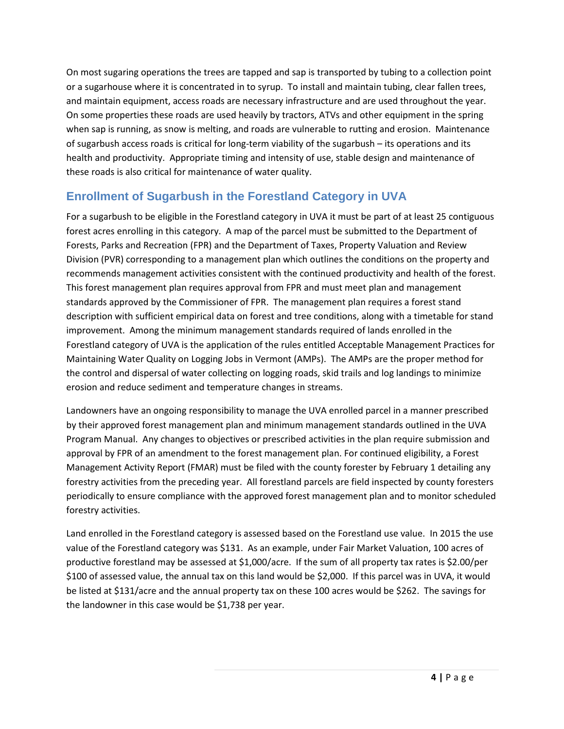On most sugaring operations the trees are tapped and sap is transported by tubing to a collection point or a sugarhouse where it is concentrated in to syrup. To install and maintain tubing, clear fallen trees, and maintain equipment, access roads are necessary infrastructure and are used throughout the year. On some properties these roads are used heavily by tractors, ATVs and other equipment in the spring when sap is running, as snow is melting, and roads are vulnerable to rutting and erosion. Maintenance of sugarbush access roads is critical for long-term viability of the sugarbush – its operations and its health and productivity. Appropriate timing and intensity of use, stable design and maintenance of these roads is also critical for maintenance of water quality.

## Enrollment of Sugarbush in the Forestland Category in UVA

For a sugarbush to be eligible in the Forestland category in UVA it must be part of at least 25 contiguous forest acres enrolling in this category. A map of the parcel must be submitted to the Department of Forests, Parks and Recreation (FPR) and the Department of Taxes, Property Valuation and Review Division (PVR) corresponding to a management plan which outlines the conditions on the property and recommends management activities consistent with the continued productivity and health of the forest. This forest management plan requires approval from FPR and must meet plan and management standards approved by the Commissioner of FPR. The management plan requires a forest stand description with sufficient empirical data on forest and tree conditions, along with a timetable for stand improvement. Among the minimum management standards required of lands enrolled in the Forestland category of UVA is the application of the rules entitled Acceptable Management Practices for Maintaining Water Quality on Logging Jobs in Vermont (AMPs). The AMPs are the proper method for the control and dispersal of water collecting on logging roads, skid trails and log landings to minimize erosion and reduce sediment and temperature changes in streams.

Landowners have an ongoing responsibility to manage the UVA enrolled parcel in a manner prescribed by their approved forest management plan and minimum management standards outlined in the UVA Program Manual. Any changes to objectives or prescribed activities in the plan require submission and approval by FPR of an amendment to the forest management plan. For continued eligibility, a Forest Management Activity Report (FMAR) must be filed with the county forester by February 1 detailing any forestry activities from the preceding year. All forestland parcels are field inspected by county foresters periodically to ensure compliance with the approved forest management plan and to monitor scheduled forestry activities.

Land enrolled in the Forestland category is assessed based on the Forestland use value. In 2015 the use value of the Forestland category was $131. As an example, under Fair Market Valuation, 100 acres of productive forestland may be assessed at $1,000/acre. If the sum of all property tax rates is $2.00/per $100 of assessed value, the annual tax on this land would be $2,000. If this parcel was in UVA, it would be listed at $131/acre and the annual property tax on these 100 acres would be $262. The savings for the landowner in this case would be $1,738 per year.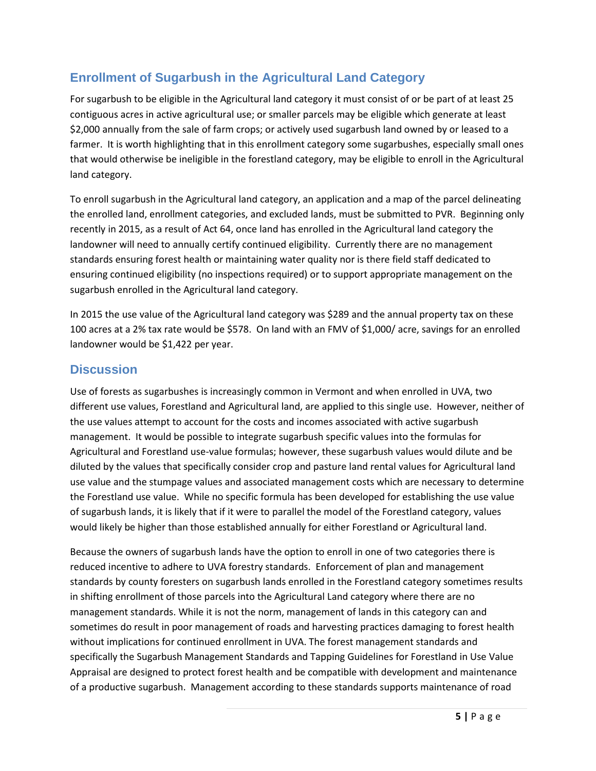## Enrollment of Sugarbush in the Agricultural Land Category

For sugarbush to be eligible in the Agricultural land category it must consist of or be part of at least 25 contiguous acres in active agricultural use; or smaller parcels may be eligible which generate at least $2,000 annually from the sale of farm crops; or actively used sugarbush land owned by or leased to a farmer. It is worth highlighting that in this enrollment category some sugarbushes, especially small ones that would otherwise be ineligible in the forestland category, may be eligible to enroll in the Agricultural land category.

To enroll sugarbush in the Agricultural land category, an application and a map of the parcel delineating the enrolled land, enrollment categories, and excluded lands, must be submitted to PVR. Beginning only recently in 2015, as a result of Act 64, once land has enrolled in the Agricultural land category the landowner will need to annually certify continued eligibility. Currently there are no management standards ensuring forest health or maintaining water quality nor is there field staff dedicated to ensuring continued eligibility (no inspections required) or to support appropriate management on the sugarbush enrolled in the Agricultural land category.

In 2015 the use value of the Agricultural land category was $289 and the annual property tax on these 100 acres at a 2% tax rate would be $578. On land with an FMV of $1,000/ acre, savings for an enrolled landowner would be $1,422 per year.

## Discussion

Use of forests as sugarbushes is increasingly common in Vermont and when enrolled in UVA, two different use values, Forestland and Agricultural land, are applied to this single use. However, neither of the use values attempt to account for the costs and incomes associated with active sugarbush management. It would be possible to integrate sugarbush specific values into the formulas for Agricultural and Forestland use-value formulas; however, these sugarbush values would dilute and be diluted by the values that specifically consider crop and pasture land rental values for Agricultural land use value and the stumpage values and associated management costs which are necessary to determine the Forestland use value. While no specific formula has been developed for establishing the use value of sugarbush lands, it is likely that if it were to parallel the model of the Forestland category, values would likely be higher than those established annually for either Forestland or Agricultural land.

Because the owners of sugarbush lands have the option to enroll in one of two categories there is reduced incentive to adhere to UVA forestry standards. Enforcement of plan and management standards by county foresters on sugarbush lands enrolled in the Forestland category sometimes results in shifting enrollment of those parcels into the Agricultural Land category where there are no management standards. While it is not the norm, management of lands in this category can and sometimes do result in poor management of roads and harvesting practices damaging to forest health without implications for continued enrollment in UVA. The forest management standards and specifically the Sugarbush Management Standards and Tapping Guidelines for Forestland in Use Value Appraisal are designed to protect forest health and be compatible with development and maintenance of a productive sugarbush. Management according to these standards supports maintenance of road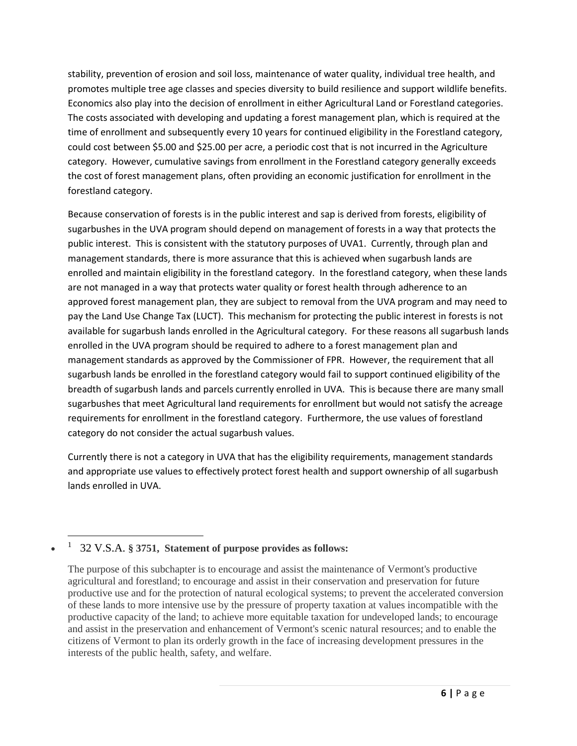stability, prevention of erosion and soil loss, maintenance of water quality, individual tree health, and promotes multiple tree age classes and species diversity to build resilience and support wildlife benefits. Economics also play into the decision of enrollment in either Agricultural Land or Forestland categories. The costs associated with developing and updating a forest management plan, which is required at the time of enrollment and subsequently every 10 years for continued eligibility in the Forestland category, could cost between $5.00 and $25.00 per acre, a periodic cost that is not incurred in the Agriculture category. However, cumulative savings from enrollment in the Forestland category generally exceeds the cost of forest management plans, often providing an economic justification for enrollment in the forestland category.

Because conservation of forests is in the public interest and sap is derived from forests, eligibility of sugarbushes in the UVA program should depend on management of forests in a way that protects the public interest. This is consistent with the statutory purposes of UVA[1]. Currently, through plan and management standards, there is more assurance that this is achieved when sugarbush lands are enrolled and maintain eligibility in the forestland category. In the forestland category, when these lands are not managed in a way that protects water quality or forest health through adherence to an approved forest management plan, they are subject to removal from the UVA program and may need to pay the Land Use Change Tax (LUCT). This mechanism for protecting the public interest in forests is not available for sugarbush lands enrolled in the Agricultural category. For these reasons all sugarbush lands enrolled in the UVA program should be required to adhere to a forest management plan and management standards as approved by the Commissioner of FPR. However, the requirement that all sugarbush lands be enrolled in the forestland category would fail to support continued eligibility of the breadth of sugarbush lands and parcels currently enrolled in UVA. This is because there are many small sugarbushes that meet Agricultural land requirements for enrollment but would not satisfy the acreage requirements for enrollment in the forestland category. Furthermore, the use values of forestland category do not consider the actual sugarbush values.

Currently there is not a category in UVA that has the eligibility requirements, management standards and appropriate use values to effectively protect forest health and support ownership of all sugarbush lands enrolled in UVA.

---

- [1] 32 V.S.A. **§ 3751, Statement of purpose provides as follows:**

The purpose of this subchapter is to encourage and assist the maintenance of Vermont's productive agricultural and forestland; to encourage and assist in their conservation and preservation for future productive use and for the protection of natural ecological systems; to prevent the accelerated conversion of these lands to more intensive use by the pressure of property taxation at values incompatible with the productive capacity of the land; to achieve more equitable taxation for undeveloped lands; to encourage and assist in the preservation and enhancement of Vermont's scenic natural resources; and to enable the citizens of Vermont to plan its orderly growth in the face of increasing development pressures in the interests of the public health, safety, and welfare.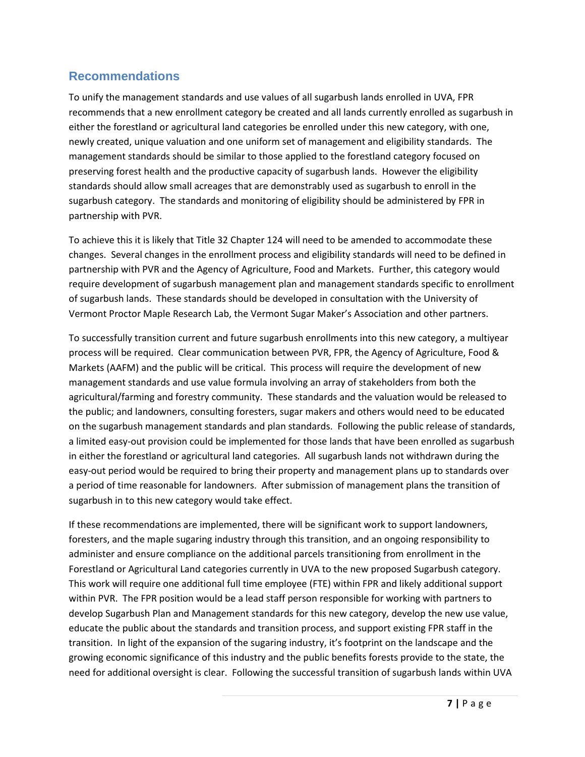## Recommendations

To unify the management standards and use values of all sugarbush lands enrolled in UVA, FPR recommends that a new enrollment category be created and all lands currently enrolled as sugarbush in either the forestland or agricultural land categories be enrolled under this new category, with one, newly created, unique valuation and one uniform set of management and eligibility standards. The management standards should be similar to those applied to the forestland category focused on preserving forest health and the productive capacity of sugarbush lands. However the eligibility standards should allow small acreages that are demonstrably used as sugarbush to enroll in the sugarbush category. The standards and monitoring of eligibility should be administered by FPR in partnership with PVR.

To achieve this it is likely that Title 32 Chapter 124 will need to be amended to accommodate these changes. Several changes in the enrollment process and eligibility standards will need to be defined in partnership with PVR and the Agency of Agriculture, Food and Markets. Further, this category would require development of sugarbush management plan and management standards specific to enrollment of sugarbush lands. These standards should be developed in consultation with the University of Vermont Proctor Maple Research Lab, the Vermont Sugar Maker's Association and other partners.

To successfully transition current and future sugarbush enrollments into this new category, a multiyear process will be required. Clear communication between PVR, FPR, the Agency of Agriculture, Food & Markets (AAFM) and the public will be critical. This process will require the development of new management standards and use value formula involving an array of stakeholders from both the agricultural/farming and forestry community. These standards and the valuation would be released to the public; and landowners, consulting foresters, sugar makers and others would need to be educated on the sugarbush management standards and plan standards. Following the public release of standards, a limited easy-out provision could be implemented for those lands that have been enrolled as sugarbush in either the forestland or agricultural land categories. All sugarbush lands not withdrawn during the easy-out period would be required to bring their property and management plans up to standards over a period of time reasonable for landowners. After submission of management plans the transition of sugarbush in to this new category would take effect.

If these recommendations are implemented, there will be significant work to support landowners, foresters, and the maple sugaring industry through this transition, and an ongoing responsibility to administer and ensure compliance on the additional parcels transitioning from enrollment in the Forestland or Agricultural Land categories currently in UVA to the new proposed Sugarbush category. This work will require one additional full time employee (FTE) within FPR and likely additional support within PVR. The FPR position would be a lead staff person responsible for working with partners to develop Sugarbush Plan and Management standards for this new category, develop the new use value, educate the public about the standards and transition process, and support existing FPR staff in the transition. In light of the expansion of the sugaring industry, it's footprint on the landscape and the growing economic significance of this industry and the public benefits forests provide to the state, the need for additional oversight is clear. Following the successful transition of sugarbush lands within UVA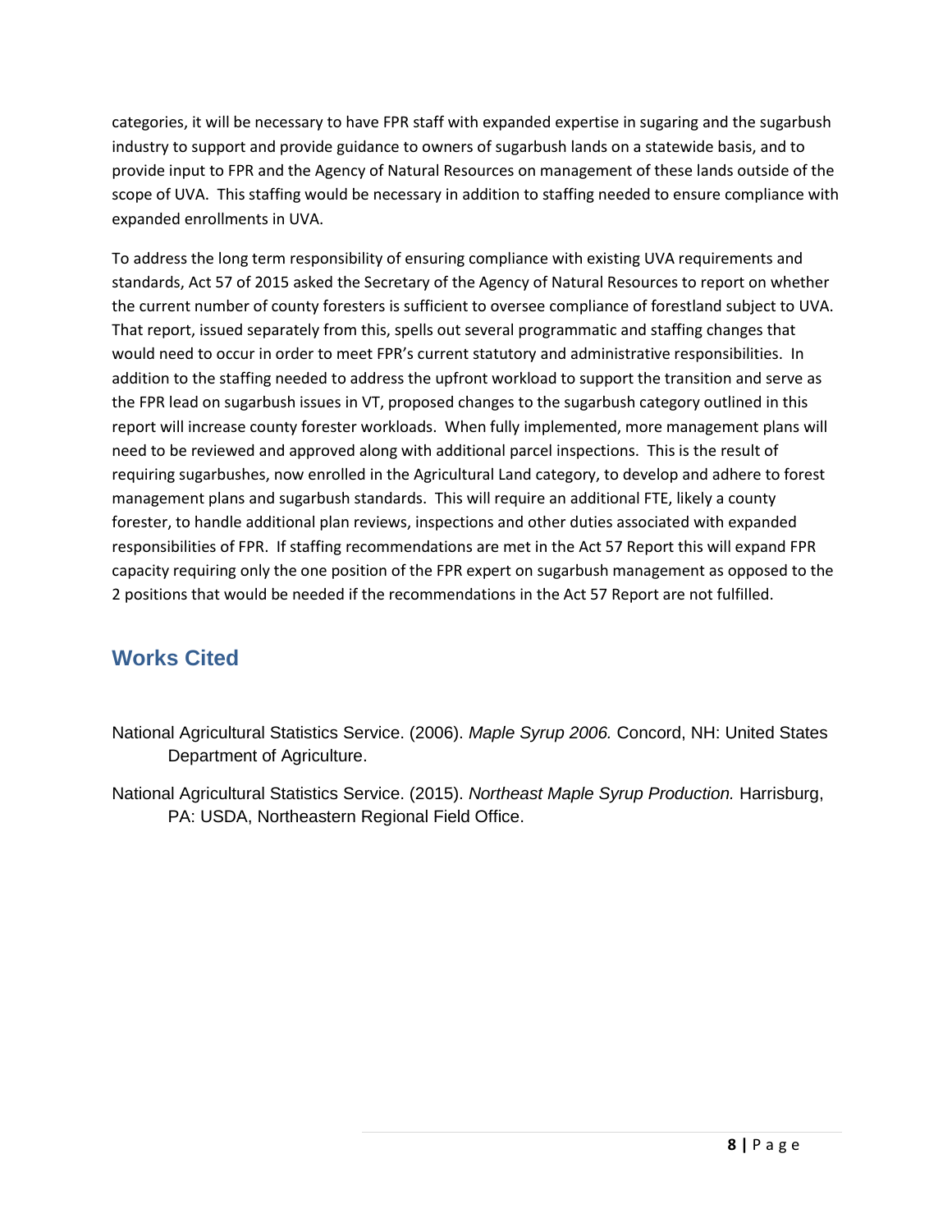categories, it will be necessary to have FPR staff with expanded expertise in sugaring and the sugarbush industry to support and provide guidance to owners of sugarbush lands on a statewide basis, and to provide input to FPR and the Agency of Natural Resources on management of these lands outside of the scope of UVA. This staffing would be necessary in addition to staffing needed to ensure compliance with expanded enrollments in UVA.

To address the long term responsibility of ensuring compliance with existing UVA requirements and standards, Act 57 of 2015 asked the Secretary of the Agency of Natural Resources to report on whether the current number of county foresters is sufficient to oversee compliance of forestland subject to UVA. That report, issued separately from this, spells out several programmatic and staffing changes that would need to occur in order to meet FPR's current statutory and administrative responsibilities. In addition to the staffing needed to address the upfront workload to support the transition and serve as the FPR lead on sugarbush issues in VT, proposed changes to the sugarbush category outlined in this report will increase county forester workloads. When fully implemented, more management plans will need to be reviewed and approved along with additional parcel inspections. This is the result of requiring sugarbushes, now enrolled in the Agricultural Land category, to develop and adhere to forest management plans and sugarbush standards. This will require an additional FTE, likely a county forester, to handle additional plan reviews, inspections and other duties associated with expanded responsibilities of FPR. If staffing recommendations are met in the Act 57 Report this will expand FPR capacity requiring only the one position of the FPR expert on sugarbush management as opposed to the 2 positions that would be needed if the recommendations in the Act 57 Report are not fulfilled.

## Works Cited

National Agricultural Statistics Service. (2006). *Maple Syrup 2006.* Concord, NH: United States Department of Agriculture.

National Agricultural Statistics Service. (2015). *Northeast Maple Syrup Production.* Harrisburg, PA: USDA, Northeastern Regional Field Office.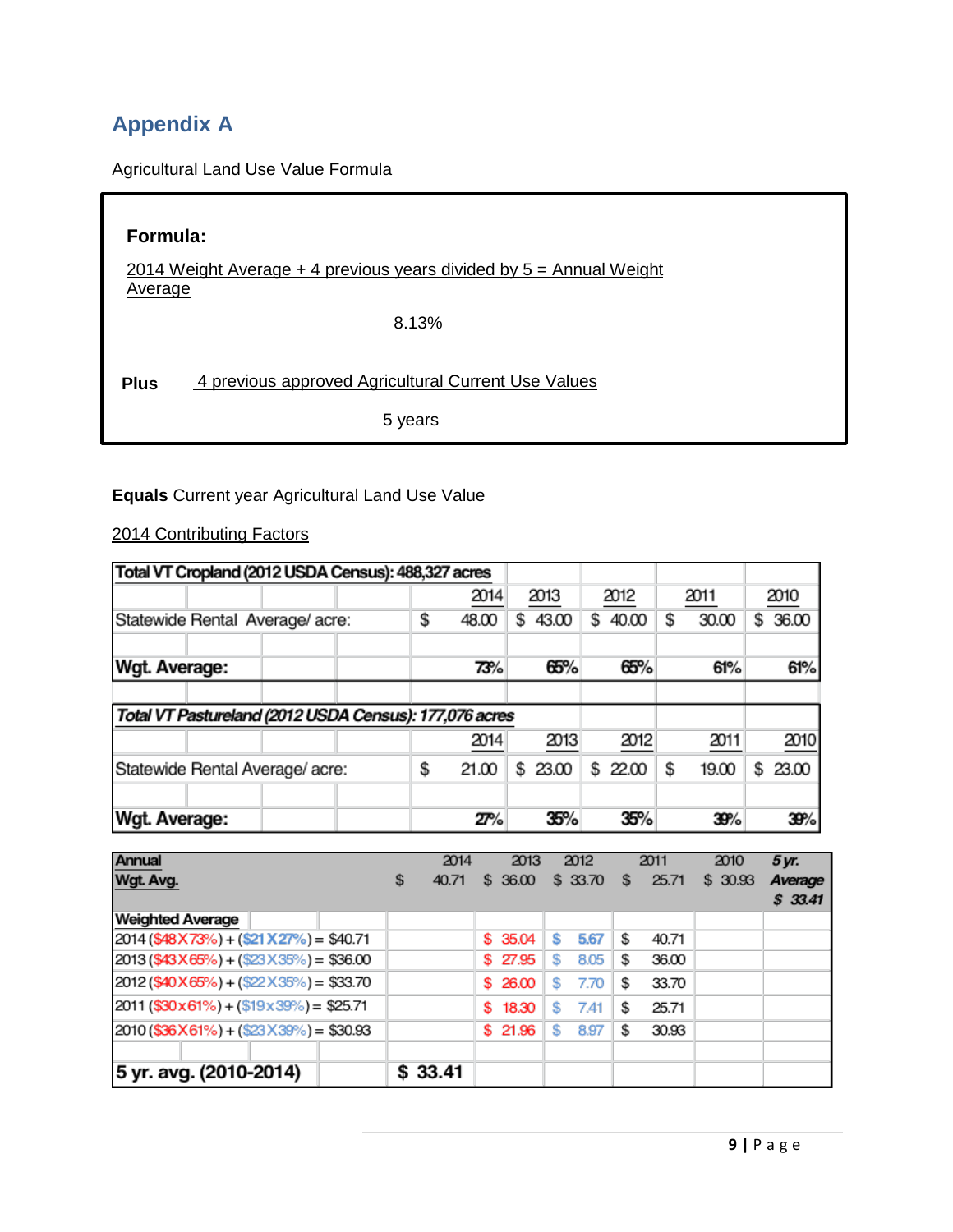## Appendix A

Agricultural Land Use Value Formula

**Formula:**

2014 Weight Average + 4 previous years divided by 5 = Annual Weight Average

8.13%

**Plus** 4 previous approved Agricultural Current Use Values

5 years

**Equals** Current year Agricultural Land Use Value

2014 Contributing Factors

| Total VT Cropland (2012 USDA Census): 488,327 acres | | 2014 | 2013 | 2012 | 2011 | 2010 |
|---|---|---|---|---|---|---|
| Statewide Rental Average/ acre: | $ | 48.00 | $ 43.00 | $ 40.00 | $ 30.00 | $ 36.00 |
| **Wgt. Average:** | | 73% | 65% | 65% | 61% | 61% |

| *Total VT Pastureland (2012 USDA Census): 177,076 acres* | | 2014 | 2013 | 2012 | 2011 | 2010 |
|---|---|---|---|---|---|---|
| Statewide Rental Average/ acre: | $ | 21.00 | $ 23.00 | $ 22.00 | $ 19.00 | $ 23.00 |
| **Wgt. Average:** | | 27% | 35% | 35% | 39% | 39% |

| **Annual Wgt. Avg.** | 2014 | 2013 | 2012 | 2011 | 2010 | *5 yr. Average* |
|---|---|---|---|---|---|---|
| | $ 40.71 | $ 36.00 | $ 33.70 | $ 25.71 | $ 30.93 | *$ 33.41* |
| **Weighted Average** | | | | | | |
| 2014 ($48 X 73%) + ($21 X 27%) = $40.71 | | $ 35.04 | $ 5.67 | $ 40.71 | | |
| 2013 ($43 X 65%) + ($23 X 35%) = $36.00 | | $ 27.95 | $ 8.05 | $ 36.00 | | |
| 2012 ($40 X 65%) + ($22 X 35%) = $33.70 | | $ 26.00 | $ 7.70 | $ 33.70 | | |
| 2011 ($30 x 61%) + ($19 x 39%) = $25.71 | | $ 18.30 | $ 7.41 | $ 25.71 | | |
| 2010 ($36 X 61%) + ($23 X 39%) = $30.93 | | $ 21.96 | $ 8.97 | $ 30.93 | | |
| **5 yr. avg. (2010-2014)** | **$ 33.41** | | | | | |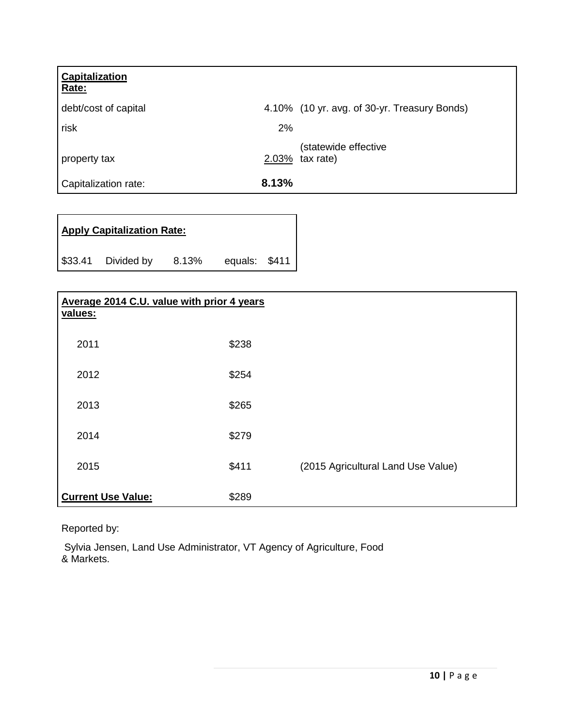| **Capitalization Rate:** | | |
|---|---|---|
| debt/cost of capital | 4.10% | (10 yr. avg. of 30-yr. Treasury Bonds) |
| risk | 2% | |
| property tax | 2.03% | (statewide effective tax rate) |
| Capitalization rate: | **8.13%** | |

| **Apply Capitalization Rate:** | | | | |
|---|---|---|---|---|
| $33.41 | Divided by | 8.13% | equals: | $411 |

| **Average 2014 C.U. value with prior 4 years values:** | | |
|---|---|---|
| 2011 | $238 | |
| 2012 | $254 | |
| 2013 | $265 | |
| 2014 | $279 | |
| 2015 | $411 | (2015 Agricultural Land Use Value) |
| **Current Use Value:** | $289 | |

Reported by:

Sylvia Jensen, Land Use Administrator, VT Agency of Agriculture, Food & Markets.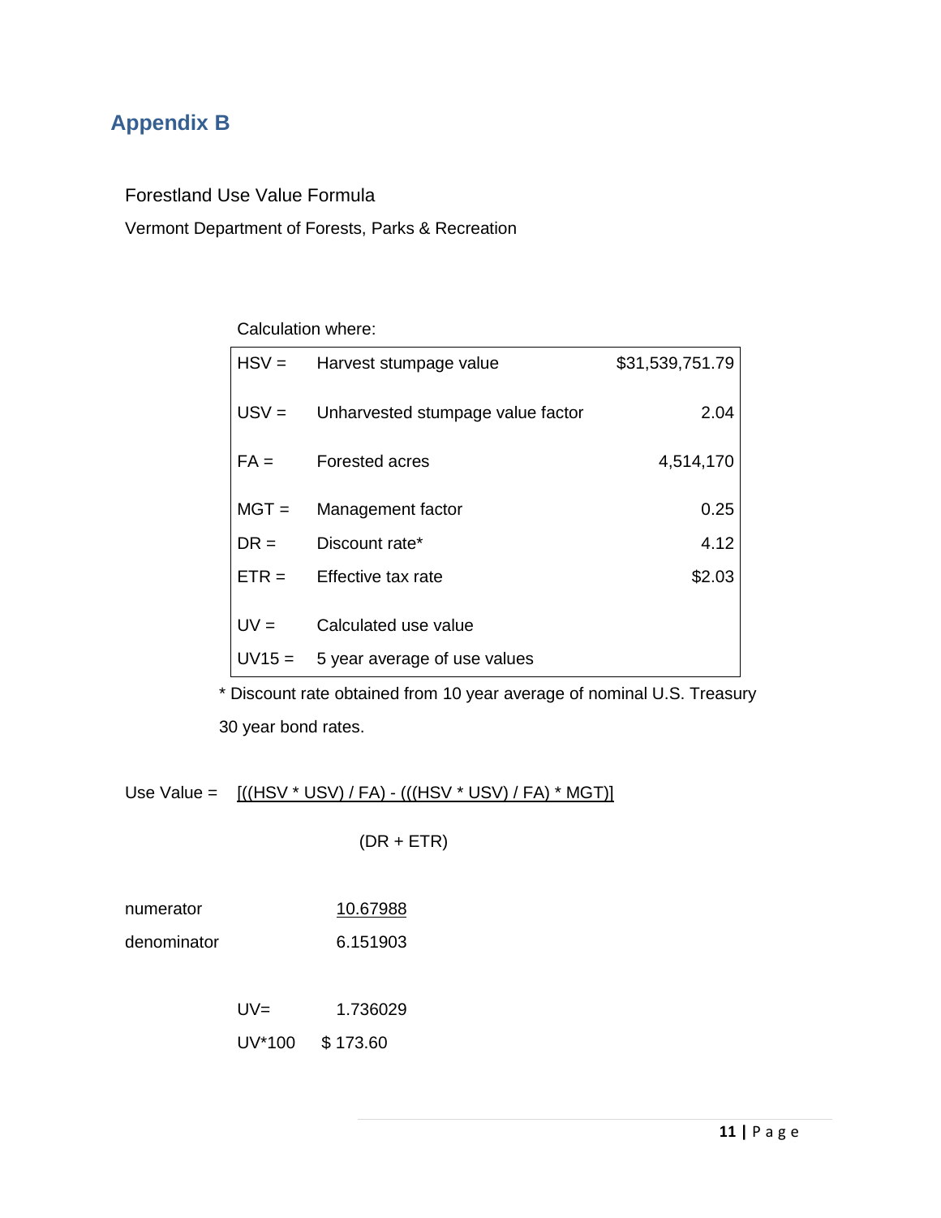# Appendix B

Forestland Use Value Formula

Vermont Department of Forests, Parks & Recreation

Calculation where:

| | | |
|---|---|---|
| HSV = | Harvest stumpage value | $31,539,751.79 |
| USV = | Unharvested stumpage value factor | 2.04 |
| FA = | Forested acres | 4,514,170 |
| MGT = | Management factor | 0.25 |
| DR = | Discount rate* | 4.12 |
| ETR = | Effective tax rate | $2.03 |
| UV = | Calculated use value | |
| UV15 = | 5 year average of use values | |

\* Discount rate obtained from 10 year average of nominal U.S. Treasury 30 year bond rates.

$$\text{Use Value} = \frac{[((HSV * USV) / FA) - (((HSV * USV) / FA) * MGT)]}{(DR + ETR)}$$

| | |
|---|---|
| numerator | 10.67988 |
| denominator | 6.151903 |

| | |
|---|---|
| UV= | 1.736029 |
| UV*100 | $ 173.60 |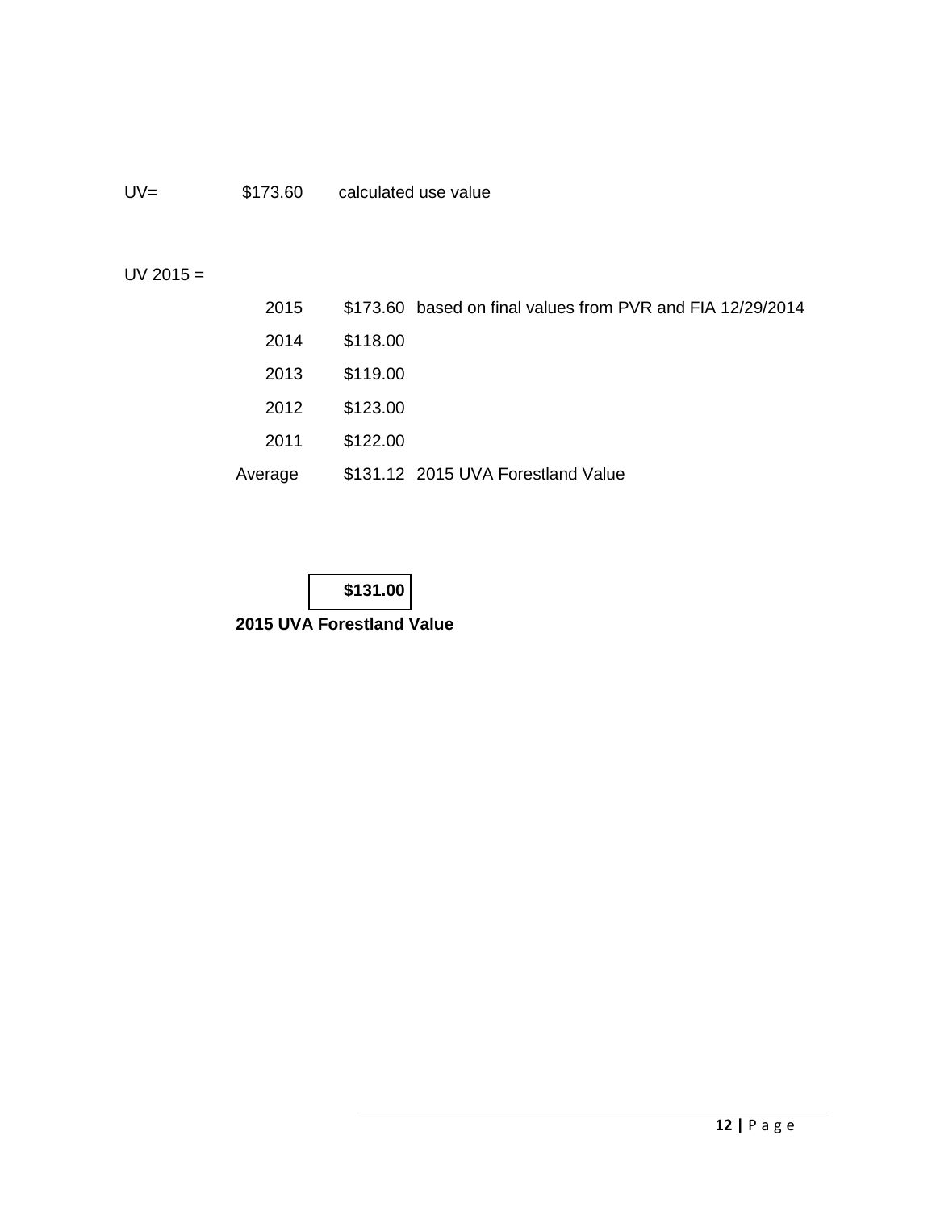UV= $173.60 calculated use value

UV 2015 =

| | | |
|---|---|---|
| 2015 | $173.60 | based on final values from PVR and FIA 12/29/2014 |
| 2014 | $118.00 | |
| 2013 | $119.00 | |
| 2012 | $123.00 | |
| 2011 | $122.00 | |
| Average | $131.12 | 2015 UVA Forestland Value |

**$131.00**

**2015 UVA Forestland Value**